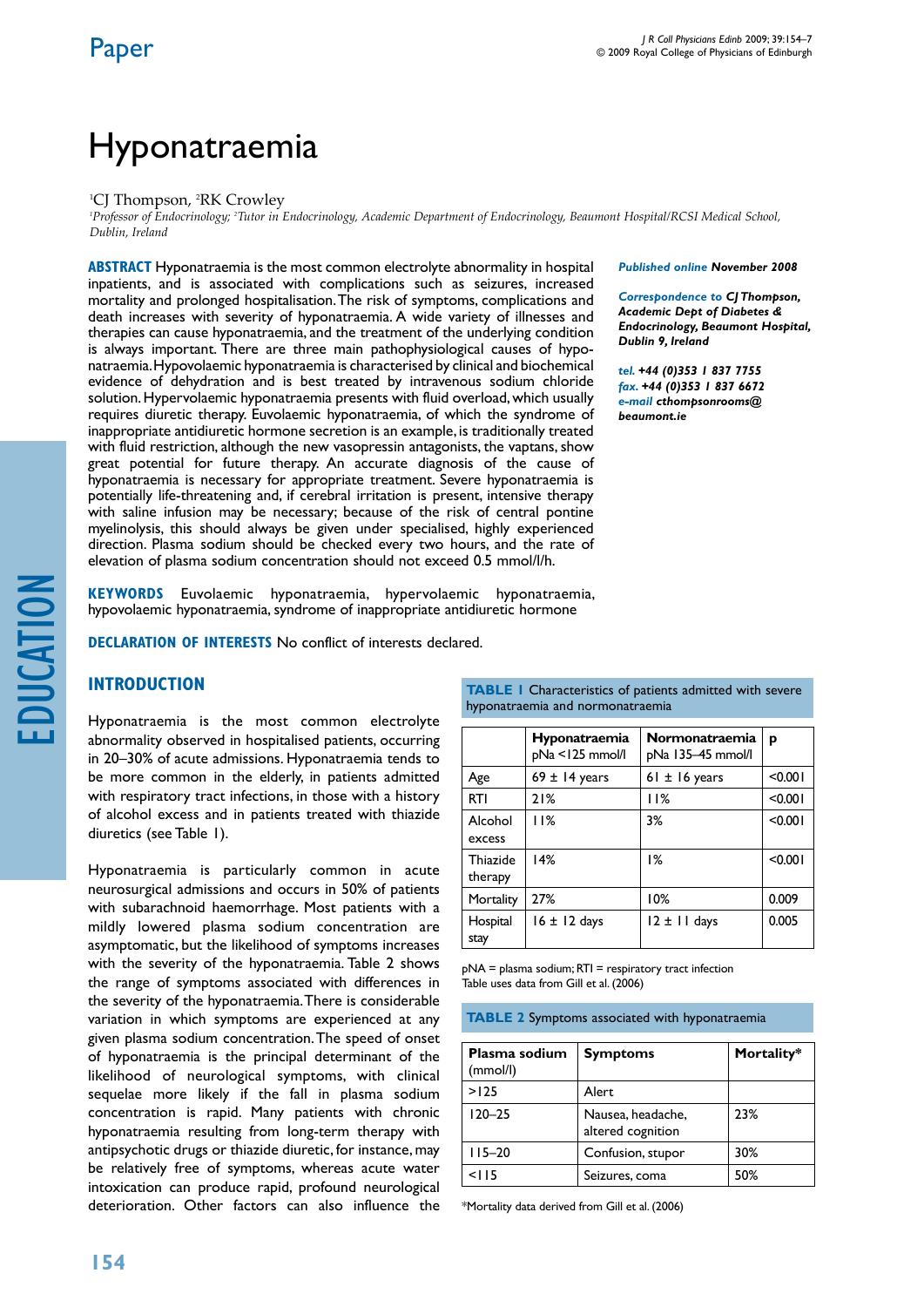Paper

# Hyponatraemia

[1]CJ Thompson, [2]RK Crowley

*[1]Professor of Endocrinology; [2]Tutor in Endocrinology, Academic Department of Endocrinology, Beaumont Hospital/RCSI Medical School, Dublin, Ireland*

**ABSTRACT** Hyponatraemia is the most common electrolyte abnormality in hospital inpatients, and is associated with complications such as seizures, increased mortality and prolonged hospitalisation. The risk of symptoms, complications and death increases with severity of hyponatraemia. A wide variety of illnesses and therapies can cause hyponatraemia, and the treatment of the underlying condition is always important. There are three main pathophysiological causes of hyponatraemia. Hypovolaemic hyponatraemia is characterised by clinical and biochemical evidence of dehydration and is best treated by intravenous sodium chloride solution. Hypervolaemic hyponatraemia presents with fluid overload, which usually requires diuretic therapy. Euvolaemic hyponatraemia, of which the syndrome of inappropriate antidiuretic hormone secretion is an example, is traditionally treated with fluid restriction, although the new vasopressin antagonists, the vaptans, show great potential for future therapy. An accurate diagnosis of the cause of hyponatraemia is necessary for appropriate treatment. Severe hyponatraemia is potentially life-threatening and, if cerebral irritation is present, intensive therapy with saline infusion may be necessary; because of the risk of central pontine myelinolysis, this should always be given under specialised, highly experienced direction. Plasma sodium should be checked every two hours, and the rate of elevation of plasma sodium concentration should not exceed 0.5 mmol/l/h.

***Published online*** ***November 2008***

***Correspondence to*** ***CJ Thompson, Academic Dept of Diabetes & Endocrinology, Beaumont Hospital, Dublin 9, Ireland***

***tel.*** ***+44 (0)353 1 837 7755***
***fax.*** ***+44 (0)353 1 837 6672***
***e-mail*** ***cthompsonrooms@beaumont.ie***

**KEYWORDS** Euvolaemic hyponatraemia, hypervolaemic hyponatraemia, hypovolaemic hyponatraemia, syndrome of inappropriate antidiuretic hormone

**DECLARATION OF INTERESTS** No conflict of interests declared.

EDUCATION

## INTRODUCTION

Hyponatraemia is the most common electrolyte abnormality observed in hospitalised patients, occurring in 20–30% of acute admissions. Hyponatraemia tends to be more common in the elderly, in patients admitted with respiratory tract infections, in those with a history of alcohol excess and in patients treated with thiazide diuretics (see Table 1).

**TABLE 1** Characteristics of patients admitted with severe hyponatraemia and normonatraemia

| | Hyponatraemia pNa <125 mmol/l | Normonatraemia pNa 135–45 mmol/l | p |
|---|---|---|---|
| Age | 69 ± 14 years | 61 ± 16 years | <0.001 |
| RTI | 21% | 11% | <0.001 |
| Alcohol excess | 11% | 3% | <0.001 |
| Thiazide therapy | 14% | 1% | <0.001 |
| Mortality | 27% | 10% | 0.009 |
| Hospital stay | 16 ± 12 days | 12 ± 11 days | 0.005 |

pNA = plasma sodium; RTI = respiratory tract infection
Table uses data from Gill et al. (2006)

Hyponatraemia is particularly common in acute neurosurgical admissions and occurs in 50% of patients with subarachnoid haemorrhage. Most patients with a mildly lowered plasma sodium concentration are asymptomatic, but the likelihood of symptoms increases with the severity of the hyponatraemia. Table 2 shows the range of symptoms associated with differences in the severity of the hyponatraemia. There is considerable variation in which symptoms are experienced at any given plasma sodium concentration. The speed of onset of hyponatraemia is the principal determinant of the likelihood of neurological symptoms, with clinical sequelae more likely if the fall in plasma sodium concentration is rapid. Many patients with chronic hyponatraemia resulting from long-term therapy with antipsychotic drugs or thiazide diuretic, for instance, may be relatively free of symptoms, whereas acute water intoxication can produce rapid, profound neurological deterioration. Other factors can also influence the

**TABLE 2** Symptoms associated with hyponatraemia

| Plasma sodium (mmol/l) | Symptoms | Mortality* |
|---|---|---|
| >125 | Alert | |
| 120–25 | Nausea, headache, altered cognition | 23% |
| 115–20 | Confusion, stupor | 30% |
| <115 | Seizures, coma | 50% |

*Mortality data derived from Gill et al. (2006)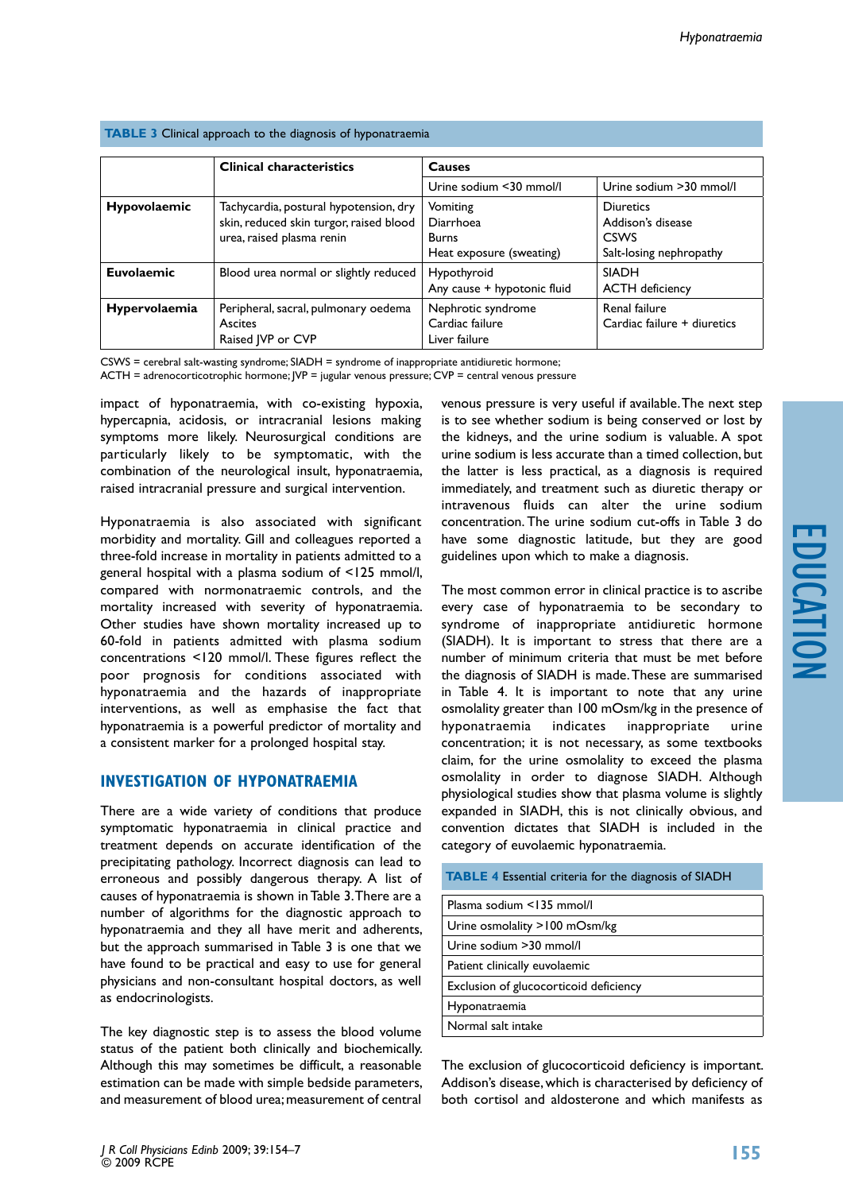**TABLE 3** Clinical approach to the diagnosis of hyponatraemia

| | Clinical characteristics | Causes | |
|---|---|---|---|
| | | Urine sodium <30 mmol/l | Urine sodium >30 mmol/l |
| **Hypovolaemic** | Tachycardia, postural hypotension, dry skin, reduced skin turgor, raised blood urea, raised plasma renin | Vomiting<br>Diarrhoea<br>Burns<br>Heat exposure (sweating) | Diuretics<br>Addison's disease<br>CSWS<br>Salt-losing nephropathy |
| **Euvolaemic** | Blood urea normal or slightly reduced | Hypothyroid<br>Any cause + hypotonic fluid | SIADH<br>ACTH deficiency |
| **Hypervolaemia** | Peripheral, sacral, pulmonary oedema<br>Ascites<br>Raised JVP or CVP | Nephrotic syndrome<br>Cardiac failure<br>Liver failure | Renal failure<br>Cardiac failure + diuretics |

CSWS = cerebral salt-wasting syndrome; SIADH = syndrome of inappropriate antidiuretic hormone; ACTH = adrenocorticotrophic hormone; JVP = jugular venous pressure; CVP = central venous pressure

impact of hyponatraemia, with co-existing hypoxia, hypercapnia, acidosis, or intracranial lesions making symptoms more likely. Neurosurgical conditions are particularly likely to be symptomatic, with the combination of the neurological insult, hyponatraemia, raised intracranial pressure and surgical intervention.

Hyponatraemia is also associated with significant morbidity and mortality. Gill and colleagues reported a three-fold increase in mortality in patients admitted to a general hospital with a plasma sodium of <125 mmol/l, compared with normonatraemic controls, and the mortality increased with severity of hyponatraemia. Other studies have shown mortality increased up to 60-fold in patients admitted with plasma sodium concentrations <120 mmol/l. These figures reflect the poor prognosis for conditions associated with hyponatraemia and the hazards of inappropriate interventions, as well as emphasise the fact that hyponatraemia is a powerful predictor of mortality and a consistent marker for a prolonged hospital stay.

## INVESTIGATION OF HYPONATRAEMIA

There are a wide variety of conditions that produce symptomatic hyponatraemia in clinical practice and treatment depends on accurate identification of the precipitating pathology. Incorrect diagnosis can lead to erroneous and possibly dangerous therapy. A list of causes of hyponatraemia is shown in Table 3. There are a number of algorithms for the diagnostic approach to hyponatraemia and they all have merit and adherents, but the approach summarised in Table 3 is one that we have found to be practical and easy to use for general physicians and non-consultant hospital doctors, as well as endocrinologists.

The key diagnostic step is to assess the blood volume status of the patient both clinically and biochemically. Although this may sometimes be difficult, a reasonable estimation can be made with simple bedside parameters, and measurement of blood urea; measurement of central venous pressure is very useful if available. The next step is to see whether sodium is being conserved or lost by the kidneys, and the urine sodium is valuable. A spot urine sodium is less accurate than a timed collection, but the latter is less practical, as a diagnosis is required immediately, and treatment such as diuretic therapy or intravenous fluids can alter the urine sodium concentration. The urine sodium cut-offs in Table 3 do have some diagnostic latitude, but they are good guidelines upon which to make a diagnosis.

The most common error in clinical practice is to ascribe every case of hyponatraemia to be secondary to syndrome of inappropriate antidiuretic hormone (SIADH). It is important to stress that there are a number of minimum criteria that must be met before the diagnosis of SIADH is made. These are summarised in Table 4. It is important to note that any urine osmolality greater than 100 mOsm/kg in the presence of hyponatraemia indicates inappropriate urine concentration; it is not necessary, as some textbooks claim, for the urine osmolality to exceed the plasma osmolality in order to diagnose SIADH. Although physiological studies show that plasma volume is slightly expanded in SIADH, this is not clinically obvious, and convention dictates that SIADH is included in the category of euvolaemic hyponatraemia.

**TABLE 4** Essential criteria for the diagnosis of SIADH

| |
|---|
| Plasma sodium <135 mmol/l |
| Urine osmolality >100 mOsm/kg |
| Urine sodium >30 mmol/l |
| Patient clinically euvolaemic |
| Exclusion of glucocorticoid deficiency |
| Hyponatraemia |
| Normal salt intake |

The exclusion of glucocorticoid deficiency is important. Addison's disease, which is characterised by deficiency of both cortisol and aldosterone and which manifests as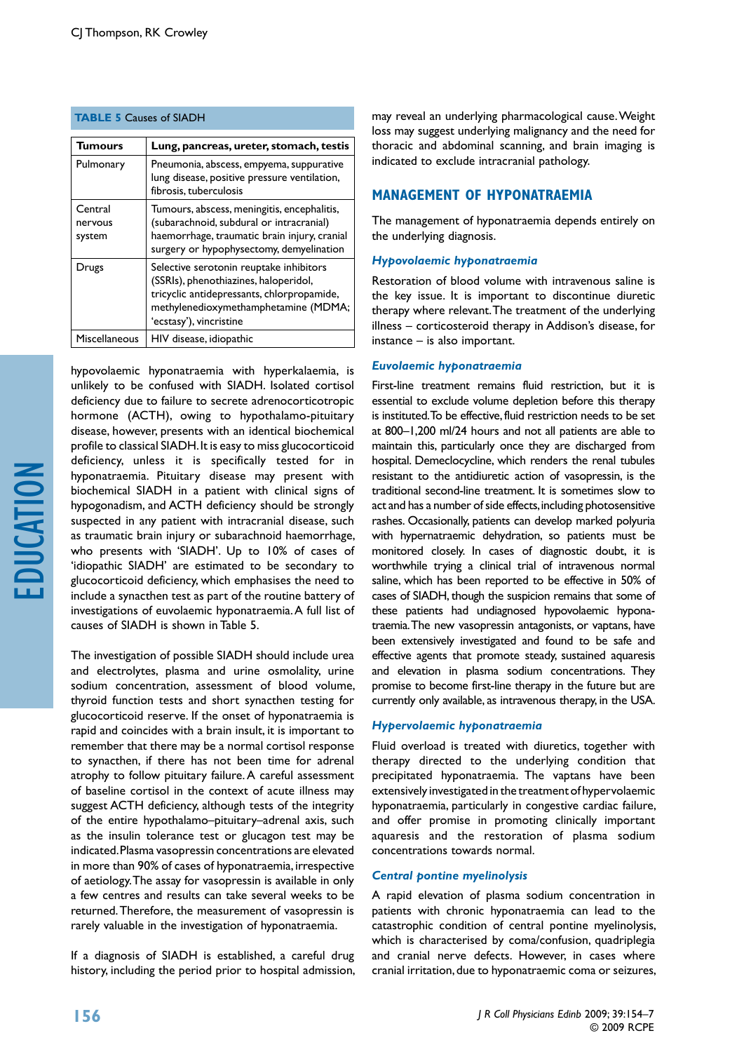**TABLE 5** Causes of SIADH

| Tumours | Lung, pancreas, ureter, stomach, testis |
|---|---|
| Pulmonary | Pneumonia, abscess, empyema, suppurative lung disease, positive pressure ventilation, fibrosis, tuberculosis |
| Central nervous system | Tumours, abscess, meningitis, encephalitis, (subarachnoid, subdural or intracranial) haemorrhage, traumatic brain injury, cranial surgery or hypophysectomy, demyelination |
| Drugs | Selective serotonin reuptake inhibitors (SSRIs), phenothiazines, haloperidol, tricyclic antidepressants, chlorpropamide, methylenedioxymethamphetamine (MDMA; 'ecstasy'), vincristine |
| Miscellaneous | HIV disease, idiopathic |

hypovolaemic hyponatraemia with hyperkalaemia, is unlikely to be confused with SIADH. Isolated cortisol deficiency due to failure to secrete adrenocorticotropic hormone (ACTH), owing to hypothalamo-pituitary disease, however, presents with an identical biochemical profile to classical SIADH. It is easy to miss glucocorticoid deficiency, unless it is specifically tested for in hyponatraemia. Pituitary disease may present with biochemical SIADH in a patient with clinical signs of hypogonadism, and ACTH deficiency should be strongly suspected in any patient with intracranial disease, such as traumatic brain injury or subarachnoid haemorrhage, who presents with 'SIADH'. Up to 10% of cases of 'idiopathic SIADH' are estimated to be secondary to glucocorticoid deficiency, which emphasises the need to include a synacthen test as part of the routine battery of investigations of euvolaemic hyponatraemia. A full list of causes of SIADH is shown in Table 5.

The investigation of possible SIADH should include urea and electrolytes, plasma and urine osmolality, urine sodium concentration, assessment of blood volume, thyroid function tests and short synacthen testing for glucocorticoid reserve. If the onset of hyponatraemia is rapid and coincides with a brain insult, it is important to remember that there may be a normal cortisol response to synacthen, if there has not been time for adrenal atrophy to follow pituitary failure. A careful assessment of baseline cortisol in the context of acute illness may suggest ACTH deficiency, although tests of the integrity of the entire hypothalamo–pituitary–adrenal axis, such as the insulin tolerance test or glucagon test may be indicated. Plasma vasopressin concentrations are elevated in more than 90% of cases of hyponatraemia, irrespective of aetiology. The assay for vasopressin is available in only a few centres and results can take several weeks to be returned. Therefore, the measurement of vasopressin is rarely valuable in the investigation of hyponatraemia.

If a diagnosis of SIADH is established, a careful drug history, including the period prior to hospital admission, may reveal an underlying pharmacological cause. Weight loss may suggest underlying malignancy and the need for thoracic and abdominal scanning, and brain imaging is indicated to exclude intracranial pathology.

## MANAGEMENT OF HYPONATRAEMIA

The management of hyponatraemia depends entirely on the underlying diagnosis.

### *Hypovolaemic hyponatraemia*

Restoration of blood volume with intravenous saline is the key issue. It is important to discontinue diuretic therapy where relevant. The treatment of the underlying illness – corticosteroid therapy in Addison's disease, for instance – is also important.

### *Euvolaemic hyponatraemia*

First-line treatment remains fluid restriction, but it is essential to exclude volume depletion before this therapy is instituted. To be effective, fluid restriction needs to be set at 800–1,200 ml/24 hours and not all patients are able to maintain this, particularly once they are discharged from hospital. Demeclocycline, which renders the renal tubules resistant to the antidiuretic action of vasopressin, is the traditional second-line treatment. It is sometimes slow to act and has a number of side effects, including photosensitive rashes. Occasionally, patients can develop marked polyuria with hypernatraemic dehydration, so patients must be monitored closely. In cases of diagnostic doubt, it is worthwhile trying a clinical trial of intravenous normal saline, which has been reported to be effective in 50% of cases of SIADH, though the suspicion remains that some of these patients had undiagnosed hypovolaemic hyponatraemia. The new vasopressin antagonists, or vaptans, have been extensively investigated and found to be safe and effective agents that promote steady, sustained aquaresis and elevation in plasma sodium concentrations. They promise to become first-line therapy in the future but are currently only available, as intravenous therapy, in the USA.

### *Hypervolaemic hyponatraemia*

Fluid overload is treated with diuretics, together with therapy directed to the underlying condition that precipitated hyponatraemia. The vaptans have been extensively investigated in the treatment of hypervolaemic hyponatraemia, particularly in congestive cardiac failure, and offer promise in promoting clinically important aquaresis and the restoration of plasma sodium concentrations towards normal.

### *Central pontine myelinolysis*

A rapid elevation of plasma sodium concentration in patients with chronic hyponatraemia can lead to the catastrophic condition of central pontine myelinolysis, which is characterised by coma/confusion, quadriplegia and cranial nerve defects. However, in cases where cranial irritation, due to hyponatraemic coma or seizures,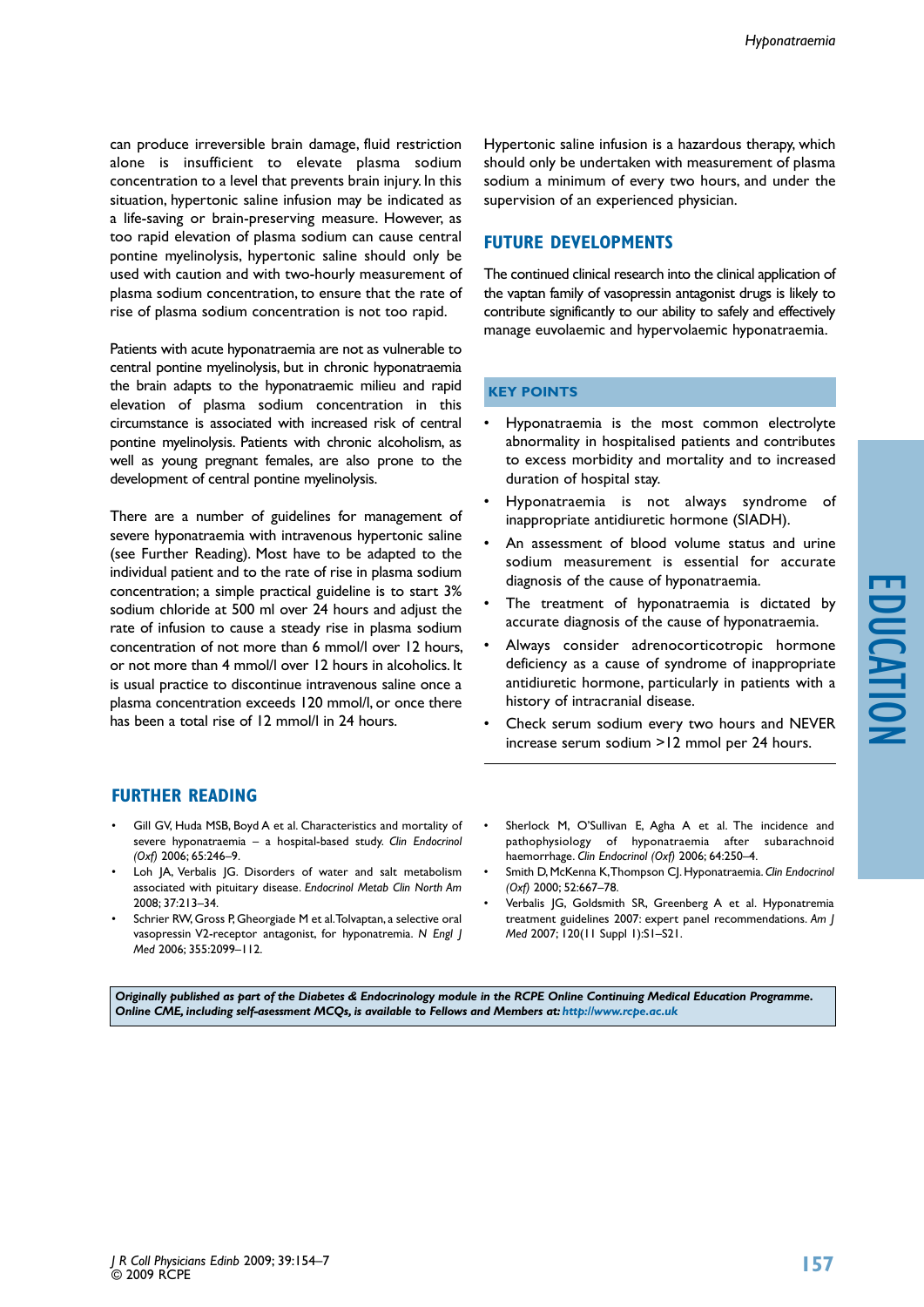can produce irreversible brain damage, fluid restriction alone is insufficient to elevate plasma sodium concentration to a level that prevents brain injury. In this situation, hypertonic saline infusion may be indicated as a life-saving or brain-preserving measure. However, as too rapid elevation of plasma sodium can cause central pontine myelinolysis, hypertonic saline should only be used with caution and with two-hourly measurement of plasma sodium concentration, to ensure that the rate of rise of plasma sodium concentration is not too rapid.

Patients with acute hyponatraemia are not as vulnerable to central pontine myelinolysis, but in chronic hyponatraemia the brain adapts to the hyponatraemic milieu and rapid elevation of plasma sodium concentration in this circumstance is associated with increased risk of central pontine myelinolysis. Patients with chronic alcoholism, as well as young pregnant females, are also prone to the development of central pontine myelinolysis.

There are a number of guidelines for management of severe hyponatraemia with intravenous hypertonic saline (see Further Reading). Most have to be adapted to the individual patient and to the rate of rise in plasma sodium concentration; a simple practical guideline is to start 3% sodium chloride at 500 ml over 24 hours and adjust the rate of infusion to cause a steady rise in plasma sodium concentration of not more than 6 mmol/l over 12 hours, or not more than 4 mmol/l over 12 hours in alcoholics. It is usual practice to discontinue intravenous saline once a plasma concentration exceeds 120 mmol/l, or once there has been a total rise of 12 mmol/l in 24 hours.

Hypertonic saline infusion is a hazardous therapy, which should only be undertaken with measurement of plasma sodium a minimum of every two hours, and under the supervision of an experienced physician.

## FUTURE DEVELOPMENTS

The continued clinical research into the clinical application of the vaptan family of vasopressin antagonist drugs is likely to contribute significantly to our ability to safely and effectively manage euvolaemic and hypervolaemic hyponatraemia.

## KEY POINTS

- Hyponatraemia is the most common electrolyte abnormality in hospitalised patients and contributes to excess morbidity and mortality and to increased duration of hospital stay.
- Hyponatraemia is not always syndrome of inappropriate antidiuretic hormone (SIADH).
- An assessment of blood volume status and urine sodium measurement is essential for accurate diagnosis of the cause of hyponatraemia.
- The treatment of hyponatraemia is dictated by accurate diagnosis of the cause of hyponatraemia.
- Always consider adrenocorticotropic hormone deficiency as a cause of syndrome of inappropriate antidiuretic hormone, particularly in patients with a history of intracranial disease.
- Check serum sodium every two hours and NEVER increase serum sodium >12 mmol per 24 hours.

## FURTHER READING

- Gill GV, Huda MSB, Boyd A et al. Characteristics and mortality of severe hyponatraemia – a hospital-based study. *Clin Endocrinol (Oxf)* 2006; 65:246–9.
- Loh JA, Verbalis JG. Disorders of water and salt metabolism associated with pituitary disease. *Endocrinol Metab Clin North Am* 2008; 37:213–34.
- Schrier RW, Gross P, Gheorgiade M et al. Tolvaptan, a selective oral vasopressin V2-receptor antagonist, for hyponatremia. *N Engl J Med* 2006; 355:2099–112.
- Sherlock M, O'Sullivan E, Agha A et al. The incidence and pathophysiology of hyponatraemia after subarachnoid haemorrhage. *Clin Endocrinol (Oxf)* 2006; 64:250–4.
- Smith D, McKenna K, Thompson CJ. Hyponatraemia. *Clin Endocrinol (Oxf)* 2000; 52:667–78.
- Verbalis JG, Goldsmith SR, Greenberg A et al. Hyponatremia treatment guidelines 2007: expert panel recommendations. *Am J Med* 2007; 120(11 Suppl 1):S1–S21.

***Originally published as part of the Diabetes & Endocrinology module in the RCPE Online Continuing Medical Education Programme. Online CME, including self-asessment MCQs, is available to Fellows and Members at: http://www.rcpe.ac.uk***